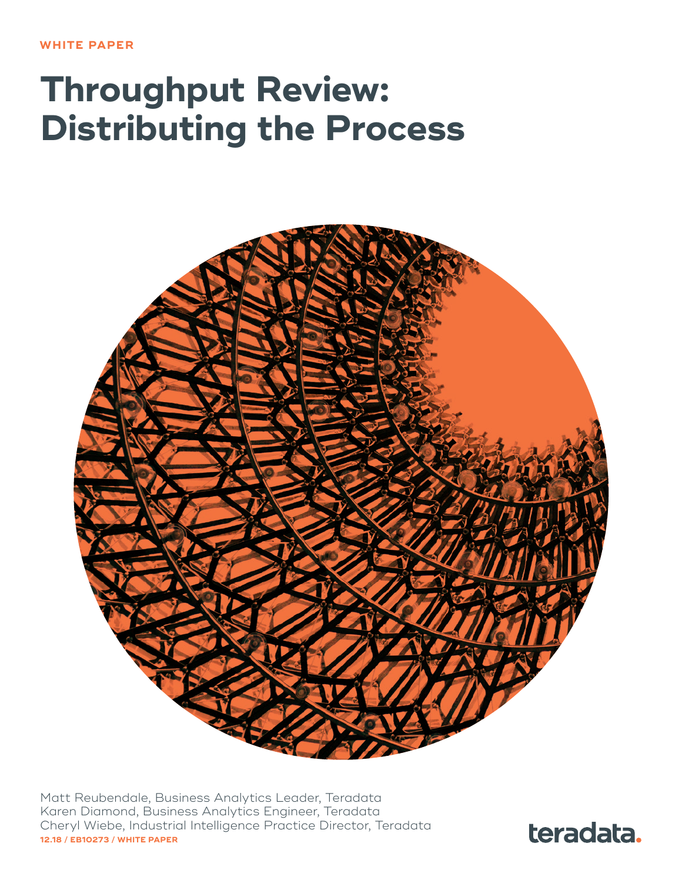WHITE PAPER

# Throughput Review: Distributing the Process

Matt Reubendale, Business Analytics Leader, Teradata
Karen Diamond, Business Analytics Engineer, Teradata
Cheryl Wiebe, Industrial Intelligence Practice Director, Teradata

12.18 / EB10273 / WHITE PAPER

teradata.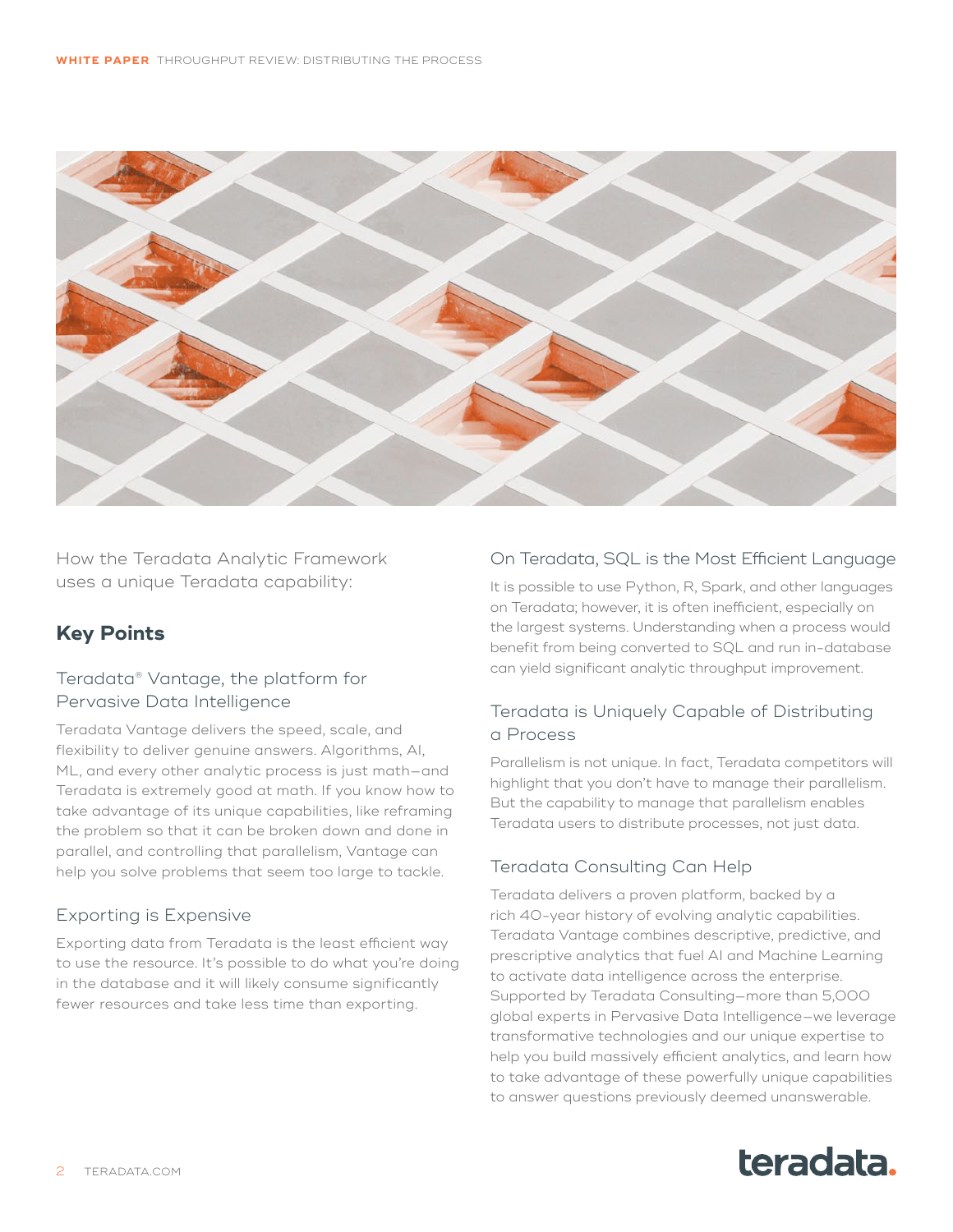How the Teradata Analytic Framework uses a unique Teradata capability:

## Key Points

### Teradata® Vantage, the platform for Pervasive Data Intelligence

Teradata Vantage delivers the speed, scale, and flexibility to deliver genuine answers. Algorithms, AI, ML, and every other analytic process is just math—and Teradata is extremely good at math. If you know how to take advantage of its unique capabilities, like reframing the problem so that it can be broken down and done in parallel, and controlling that parallelism, Vantage can help you solve problems that seem too large to tackle.

### Exporting is Expensive

Exporting data from Teradata is the least efficient way to use the resource. It's possible to do what you're doing in the database and it will likely consume significantly fewer resources and take less time than exporting.

### On Teradata, SQL is the Most Efficient Language

It is possible to use Python, R, Spark, and other languages on Teradata; however, it is often inefficient, especially on the largest systems. Understanding when a process would benefit from being converted to SQL and run in-database can yield significant analytic throughput improvement.

### Teradata is Uniquely Capable of Distributing a Process

Parallelism is not unique. In fact, Teradata competitors will highlight that you don't have to manage their parallelism. But the capability to manage that parallelism enables Teradata users to distribute processes, not just data.

### Teradata Consulting Can Help

Teradata delivers a proven platform, backed by a rich 40-year history of evolving analytic capabilities. Teradata Vantage combines descriptive, predictive, and prescriptive analytics that fuel AI and Machine Learning to activate data intelligence across the enterprise. Supported by Teradata Consulting—more than 5,000 global experts in Pervasive Data Intelligence—we leverage transformative technologies and our unique expertise to help you build massively efficient analytics, and learn how to take advantage of these powerfully unique capabilities to answer questions previously deemed unanswerable.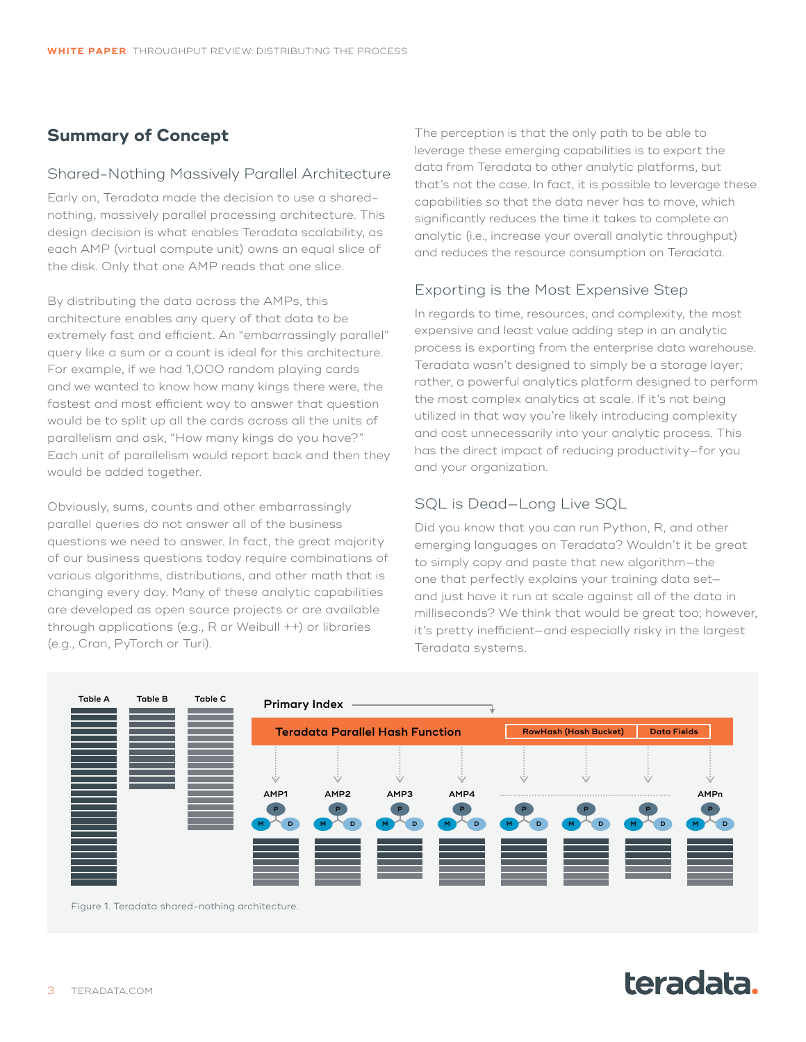## Summary of Concept

### Shared-Nothing Massively Parallel Architecture

Early on, Teradata made the decision to use a shared-nothing, massively parallel processing architecture. This design decision is what enables Teradata scalability, as each AMP (virtual compute unit) owns an equal slice of the disk. Only that one AMP reads that one slice.

By distributing the data across the AMPs, this architecture enables any query of that data to be extremely fast and efficient. An "embarrassingly parallel" query like a sum or a count is ideal for this architecture. For example, if we had 1,000 random playing cards and we wanted to know how many kings there were, the fastest and most efficient way to answer that question would be to split up all the cards across all the units of parallelism and ask, "How many kings do you have?" Each unit of parallelism would report back and then they would be added together.

Obviously, sums, counts and other embarrassingly parallel queries do not answer all of the business questions we need to answer. In fact, the great majority of our business questions today require combinations of various algorithms, distributions, and other math that is changing every day. Many of these analytic capabilities are developed as open source projects or are available through applications (e.g., R or Weibull ++) or libraries (e.g., Cran, PyTorch or Turi).

The perception is that the only path to be able to leverage these emerging capabilities is to export the data from Teradata to other analytic platforms, but that's not the case. In fact, it is possible to leverage these capabilities so that the data never has to move, which significantly reduces the time it takes to complete an analytic (i.e., increase your overall analytic throughput) and reduces the resource consumption on Teradata.

### Exporting is the Most Expensive Step

In regards to time, resources, and complexity, the most expensive and least value adding step in an analytic process is exporting from the enterprise data warehouse. Teradata wasn't designed to simply be a storage layer; rather, a powerful analytics platform designed to perform the most complex analytics at scale. If it's not being utilized in that way you're likely introducing complexity and cost unnecessarily into your analytic process. This has the direct impact of reducing productivity—for you and your organization.

### SQL is Dead—Long Live SQL

Did you know that you can run Python, R, and other emerging languages on Teradata? Wouldn't it be great to simply copy and paste that new algorithm—the one that perfectly explains your training data set—and just have it run at scale against all of the data in milliseconds? We think that would be great too; however, it's pretty inefficient—and especially risky in the largest Teradata systems.

Table A | Table B | Table C

Primary Index

Teradata Parallel Hash Function | RowHash (Hash Bucket) | Data Fields

AMP1 | AMP2 | AMP3 | AMP4 | AMPn

Figure 1. Teradata shared-nothing architecture.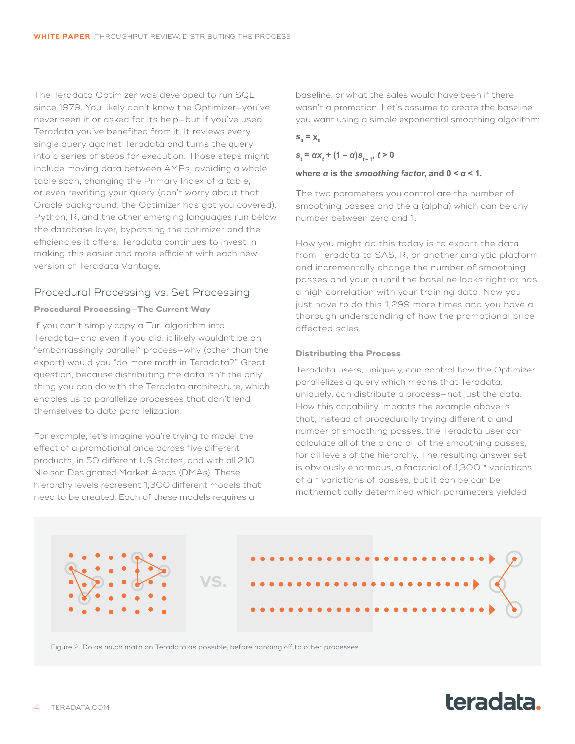The Teradata Optimizer was developed to run SQL since 1979. You likely don't know the Optimizer—you've never seen it or asked for its help—but if you've used Teradata you've benefited from it. It reviews every single query against Teradata and turns the query into a series of steps for execution. Those steps might include moving data between AMPs, avoiding a whole table scan, changing the Primary Index of a table, or even rewriting your query (don't worry about that Oracle background, the Optimizer has got you covered). Python, R, and the other emerging languages run below the database layer, bypassing the optimizer and the efficiencies it offers. Teradata continues to invest in making this easier and more efficient with each new version of Teradata Vantage.

## Procedural Processing vs. Set Processing

### Procedural Processing—The Current Way

If you can't simply copy a Turi algorithm into Teradata—and even if you did, it likely wouldn't be an "embarrassingly parallel" process—why (other than the export) would you "do more math in Teradata?" Great question, because distributing the data isn't the only thing you can do with the Teradata architecture, which enables us to parallelize processes that don't lend themselves to data parallelization.

For example, let's imagine you're trying to model the effect of a promotional price across five different products, in 50 different US States, and with all 210 Nielson Designated Market Areas (DMAs). These hierarchy levels represent 1,300 different models that need to be created. Each of these models requires a baseline, or what the sales would have been if there wasn't a promotion. Let's assume to create the baseline you want using a simple exponential smoothing algorithm:

$$s_0 = x_0$$

$$s_t = \alpha x_t + (1 - \alpha)s_{t-1}, \; t > 0$$

**where $\alpha$ is the *smoothing factor*, and $0 < \alpha < 1$.**

The two parameters you control are the number of smoothing passes and the a (alpha) which can be any number between zero and 1.

How you might do this today is to export the data from Teradata to SAS, R, or another analytic platform and incrementally change the number of smoothing passes and your a until the baseline looks right or has a high correlation with your training data. Now you just have to do this 1,299 more times and you have a thorough understanding of how the promotional price affected sales.

### Distributing the Process

Teradata users, uniquely, can control how the Optimizer parallelizes a query which means that Teradata, uniquely, can distribute a process—not just the data. How this capability impacts the example above is that, instead of procedurally trying different a and number of smoothing passes, the Teradata user can calculate all of the a and all of the smoothing passes, for all levels of the hierarchy. The resulting answer set is obviously enormous, a factorial of 1,300 * variations of a * variations of passes, but it can be can be mathematically determined which parameters yielded

Figure 2. Do as much math on Teradata as possible, before handing off to other processes.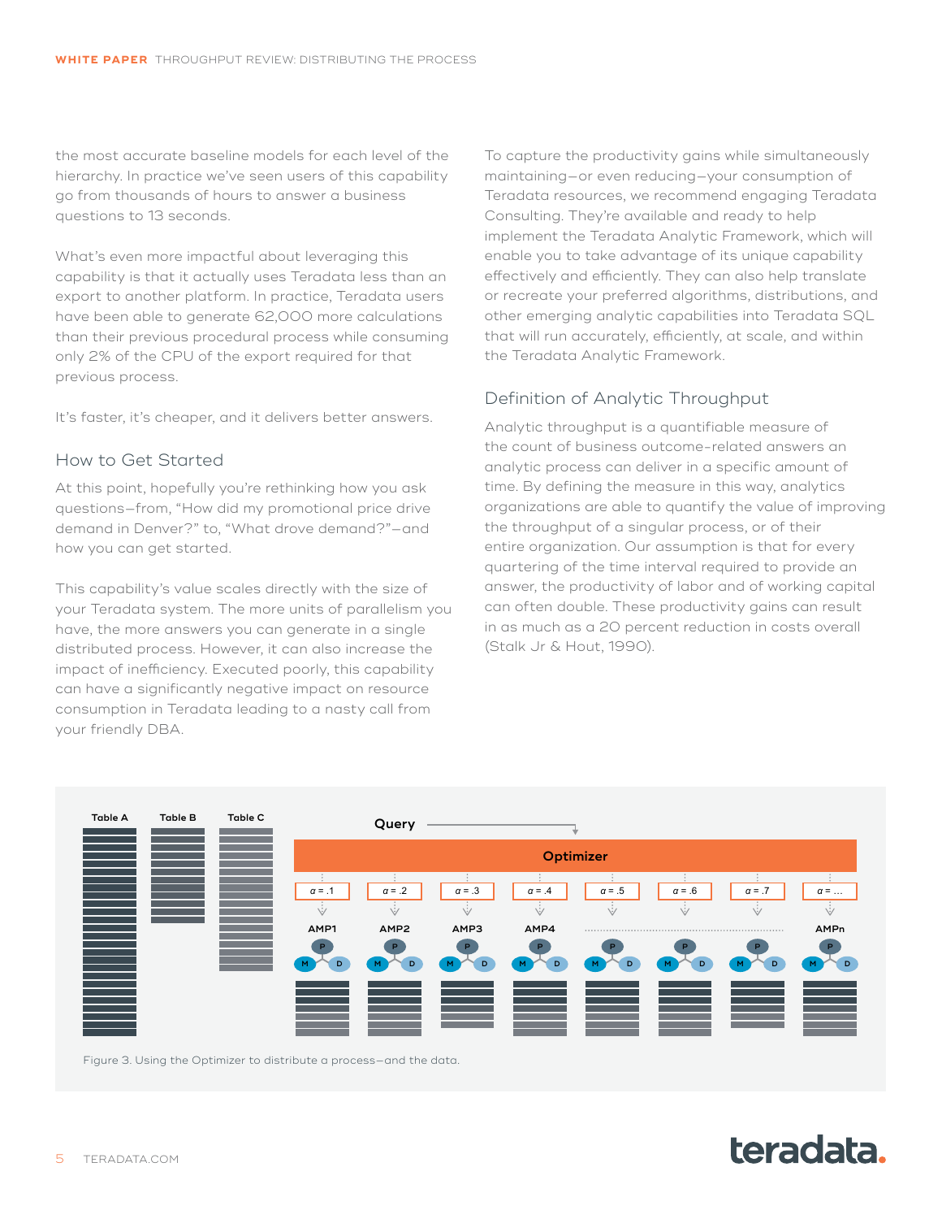the most accurate baseline models for each level of the hierarchy. In practice we've seen users of this capability go from thousands of hours to answer a business questions to 13 seconds.

What's even more impactful about leveraging this capability is that it actually uses Teradata less than an export to another platform. In practice, Teradata users have been able to generate 62,000 more calculations than their previous procedural process while consuming only 2% of the CPU of the export required for that previous process.

It's faster, it's cheaper, and it delivers better answers.

## How to Get Started

At this point, hopefully you're rethinking how you ask questions—from, "How did my promotional price drive demand in Denver?" to, "What drove demand?"—and how you can get started.

This capability's value scales directly with the size of your Teradata system. The more units of parallelism you have, the more answers you can generate in a single distributed process. However, it can also increase the impact of inefficiency. Executed poorly, this capability can have a significantly negative impact on resource consumption in Teradata leading to a nasty call from your friendly DBA.

To capture the productivity gains while simultaneously maintaining—or even reducing—your consumption of Teradata resources, we recommend engaging Teradata Consulting. They're available and ready to help implement the Teradata Analytic Framework, which will enable you to take advantage of its unique capability effectively and efficiently. They can also help translate or recreate your preferred algorithms, distributions, and other emerging analytic capabilities into Teradata SQL that will run accurately, efficiently, at scale, and within the Teradata Analytic Framework.

## Definition of Analytic Throughput

Analytic throughput is a quantifiable measure of the count of business outcome-related answers an analytic process can deliver in a specific amount of time. By defining the measure in this way, analytics organizations are able to quantify the value of improving the throughput of a singular process, or of their entire organization. Our assumption is that for every quartering of the time interval required to provide an answer, the productivity of labor and of working capital can often double. These productivity gains can result in as much as a 20 percent reduction in costs overall (Stalk Jr & Hout, 1990).

Table A | Table B | Table C | Query | Optimizer | $\alpha = .1$ | $\alpha = .2$ | $\alpha = .3$ | $\alpha = .4$ | $\alpha = .5$ | $\alpha = .6$ | $\alpha = .7$ | $\alpha = ...$ | AMP1 | AMP2 | AMP3 | AMP4 | AMPn

Figure 3. Using the Optimizer to distribute a process—and the data.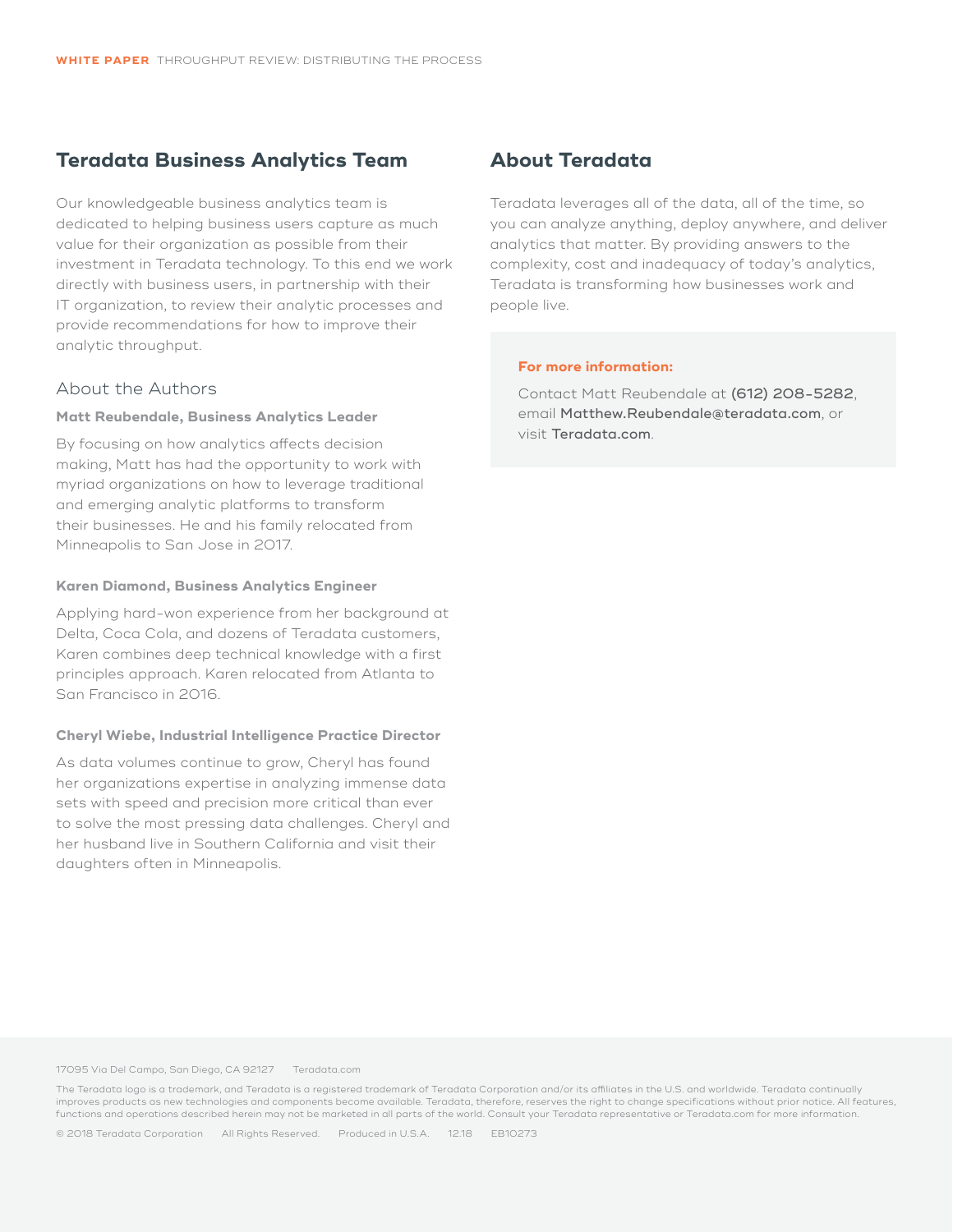## Teradata Business Analytics Team

Our knowledgeable business analytics team is dedicated to helping business users capture as much value for their organization as possible from their investment in Teradata technology. To this end we work directly with business users, in partnership with their IT organization, to review their analytic processes and provide recommendations for how to improve their analytic throughput.

### About the Authors

**Matt Reubendale, Business Analytics Leader**

By focusing on how analytics affects decision making, Matt has had the opportunity to work with myriad organizations on how to leverage traditional and emerging analytic platforms to transform their businesses. He and his family relocated from Minneapolis to San Jose in 2017.

**Karen Diamond, Business Analytics Engineer**

Applying hard-won experience from her background at Delta, Coca Cola, and dozens of Teradata customers, Karen combines deep technical knowledge with a first principles approach. Karen relocated from Atlanta to San Francisco in 2016.

**Cheryl Wiebe, Industrial Intelligence Practice Director**

As data volumes continue to grow, Cheryl has found her organizations expertise in analyzing immense data sets with speed and precision more critical than ever to solve the most pressing data challenges. Cheryl and her husband live in Southern California and visit their daughters often in Minneapolis.

## About Teradata

Teradata leverages all of the data, all of the time, so you can analyze anything, deploy anywhere, and deliver analytics that matter. By providing answers to the complexity, cost and inadequacy of today's analytics, Teradata is transforming how businesses work and people live.

**For more information:**

Contact Matt Reubendale at (612) 208-5282, email Matthew.Reubendale@teradata.com, or visit Teradata.com.

17095 Via Del Campo, San Diego, CA 92127 Teradata.com

The Teradata logo is a trademark, and Teradata is a registered trademark of Teradata Corporation and/or its affiliates in the U.S. and worldwide. Teradata continually improves products as new technologies and components become available. Teradata, therefore, reserves the right to change specifications without prior notice. All features, functions and operations described herein may not be marketed in all parts of the world. Consult your Teradata representative or Teradata.com for more information.

© 2018 Teradata Corporation All Rights Reserved. Produced in U.S.A. 12.18 EB10273